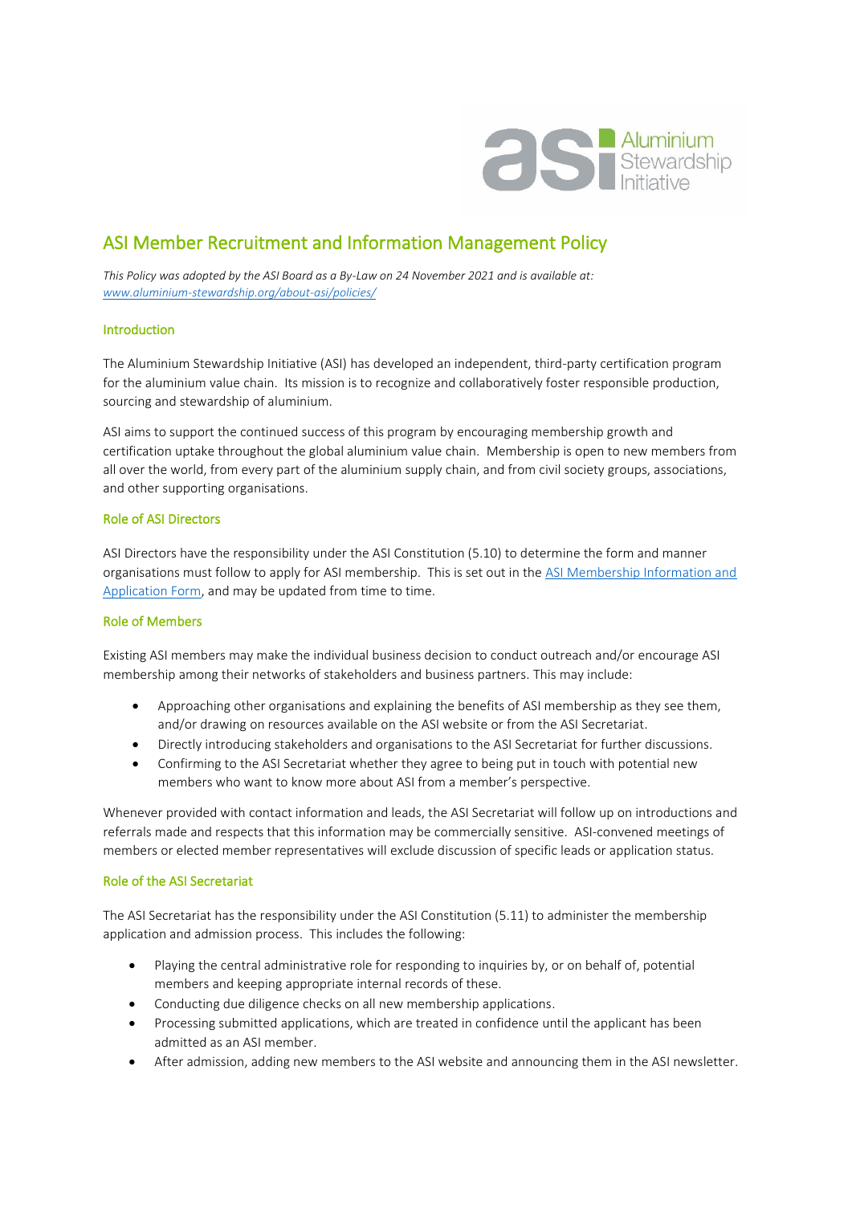# ASI Member Recruitment and Information Management Policy

*This Policy was adopted by the ASI Board as a By-Law on 24 November 2021 and is available at: [www.aluminium-stewardship.org/about-asi/policies/](www.aluminium-stewardship.org/about-asi/policies/)*

## Introduction

The Aluminium Stewardship Initiative (ASI) has developed an independent, third-party certification program for the aluminium value chain. Its mission is to recognize and collaboratively foster responsible production, sourcing and stewardship of aluminium.

ASI aims to support the continued success of this program by encouraging membership growth and certification uptake throughout the global aluminium value chain. Membership is open to new members from all over the world, from every part of the aluminium supply chain, and from civil society groups, associations, and other supporting organisations.

## Role of ASI Directors

ASI Directors have the responsibility under the ASI Constitution (5.10) to determine the form and manner organisations must follow to apply for ASI membership. This is set out in the ASI Membership Information and Application Form, and may be updated from time to time.

## Role of Members

Existing ASI members may make the individual business decision to conduct outreach and/or encourage ASI membership among their networks of stakeholders and business partners. This may include:

- Approaching other organisations and explaining the benefits of ASI membership as they see them, and/or drawing on resources available on the ASI website or from the ASI Secretariat.
- Directly introducing stakeholders and organisations to the ASI Secretariat for further discussions.
- Confirming to the ASI Secretariat whether they agree to being put in touch with potential new members who want to know more about ASI from a member's perspective.

Whenever provided with contact information and leads, the ASI Secretariat will follow up on introductions and referrals made and respects that this information may be commercially sensitive. ASI-convened meetings of members or elected member representatives will exclude discussion of specific leads or application status.

## Role of the ASI Secretariat

The ASI Secretariat has the responsibility under the ASI Constitution (5.11) to administer the membership application and admission process. This includes the following:

- Playing the central administrative role for responding to inquiries by, or on behalf of, potential members and keeping appropriate internal records of these.
- Conducting due diligence checks on all new membership applications.
- Processing submitted applications, which are treated in confidence until the applicant has been admitted as an ASI member.
- After admission, adding new members to the ASI website and announcing them in the ASI newsletter.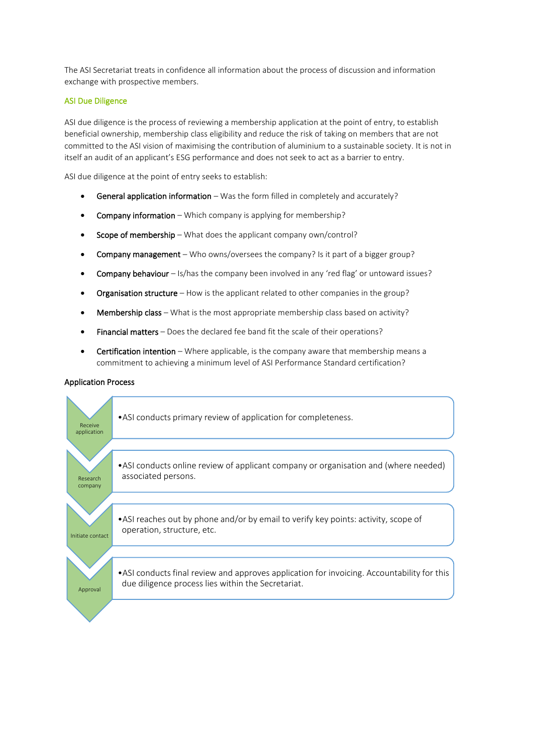The ASI Secretariat treats in confidence all information about the process of discussion and information exchange with prospective members.

### ASI Due Diligence

ASI due diligence is the process of reviewing a membership application at the point of entry, to establish beneficial ownership, membership class eligibility and reduce the risk of taking on members that are not committed to the ASI vision of maximising the contribution of aluminium to a sustainable society. It is not in itself an audit of an applicant's ESG performance and does not seek to act as a barrier to entry.

ASI due diligence at the point of entry seeks to establish:

- General application information – Was the form filled in completely and accurately?
- Company information – Which company is applying for membership?
- Scope of membership – What does the applicant company own/control?
- Company management – Who owns/oversees the company? Is it part of a bigger group?
- Company behaviour – Is/has the company been involved in any 'red flag' or untoward issues?
- Organisation structure – How is the applicant related to other companies in the group?
- Membership class – What is the most appropriate membership class based on activity?
- Financial matters – Does the declared fee band fit the scale of their operations?
- Certification intention – Where applicable, is the company aware that membership means a commitment to achieving a minimum level of ASI Performance Standard certification?

### Application Process

| Step | Description |
|---|---|
| Receive application | ASI conducts primary review of application for completeness. |
| Research company | ASI conducts online review of applicant company or organisation and (where needed) associated persons. |
| Initiate contact | ASI reaches out by phone and/or by email to verify key points: activity, scope of operation, structure, etc. |
| Approval | ASI conducts final review and approves application for invoicing. Accountability for this due diligence process lies within the Secretariat. |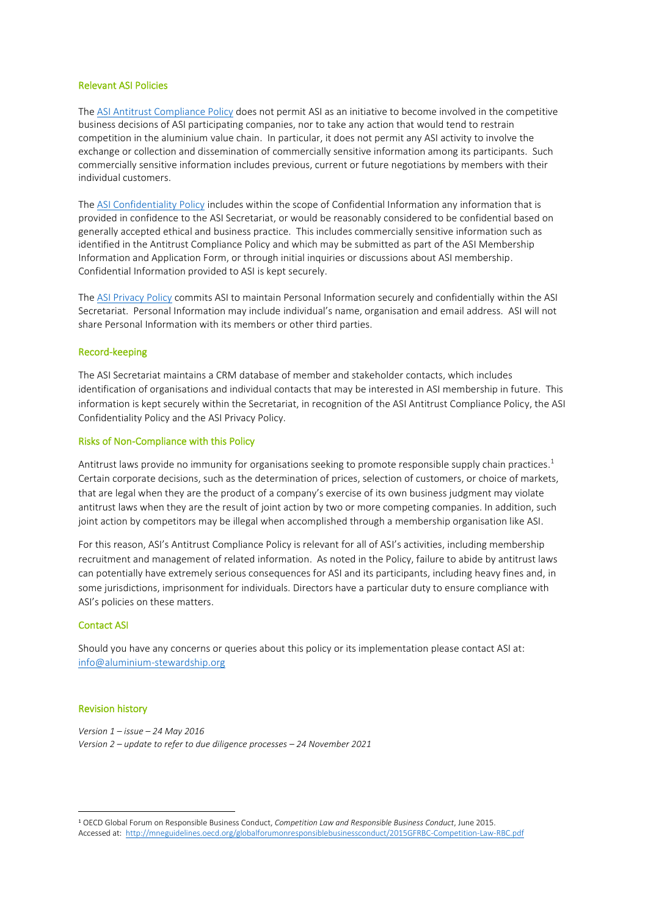### Relevant ASI Policies

The [ASI Antitrust Compliance Policy] does not permit ASI as an initiative to become involved in the competitive business decisions of ASI participating companies, nor to take any action that would tend to restrain competition in the aluminium value chain. In particular, it does not permit any ASI activity to involve the exchange or collection and dissemination of commercially sensitive information among its participants. Such commercially sensitive information includes previous, current or future negotiations by members with their individual customers.

The [ASI Confidentiality Policy] includes within the scope of Confidential Information any information that is provided in confidence to the ASI Secretariat, or would be reasonably considered to be confidential based on generally accepted ethical and business practice. This includes commercially sensitive information such as identified in the Antitrust Compliance Policy and which may be submitted as part of the ASI Membership Information and Application Form, or through initial inquiries or discussions about ASI membership. Confidential Information provided to ASI is kept securely.

The [ASI Privacy Policy] commits ASI to maintain Personal Information securely and confidentially within the ASI Secretariat. Personal Information may include individual's name, organisation and email address. ASI will not share Personal Information with its members or other third parties.

### Record-keeping

The ASI Secretariat maintains a CRM database of member and stakeholder contacts, which includes identification of organisations and individual contacts that may be interested in ASI membership in future. This information is kept securely within the Secretariat, in recognition of the ASI Antitrust Compliance Policy, the ASI Confidentiality Policy and the ASI Privacy Policy.

### Risks of Non-Compliance with this Policy

Antitrust laws provide no immunity for organisations seeking to promote responsible supply chain practices.[1] Certain corporate decisions, such as the determination of prices, selection of customers, or choice of markets, that are legal when they are the product of a company's exercise of its own business judgment may violate antitrust laws when they are the result of joint action by two or more competing companies. In addition, such joint action by competitors may be illegal when accomplished through a membership organisation like ASI.

For this reason, ASI's Antitrust Compliance Policy is relevant for all of ASI's activities, including membership recruitment and management of related information. As noted in the Policy, failure to abide by antitrust laws can potentially have extremely serious consequences for ASI and its participants, including heavy fines and, in some jurisdictions, imprisonment for individuals. Directors have a particular duty to ensure compliance with ASI's policies on these matters.

### Contact ASI

Should you have any concerns or queries about this policy or its implementation please contact ASI at: info@aluminium-stewardship.org

### Revision history

*Version 1 – issue – 24 May 2016*
*Version 2 – update to refer to due diligence processes – 24 November 2021*

---

[1] OECD Global Forum on Responsible Business Conduct, *Competition Law and Responsible Business Conduct*, June 2015. Accessed at: http://mneguidelines.oecd.org/globalforumonresponsiblebusinessconduct/2015GFRBC-Competition-Law-RBC.pdf